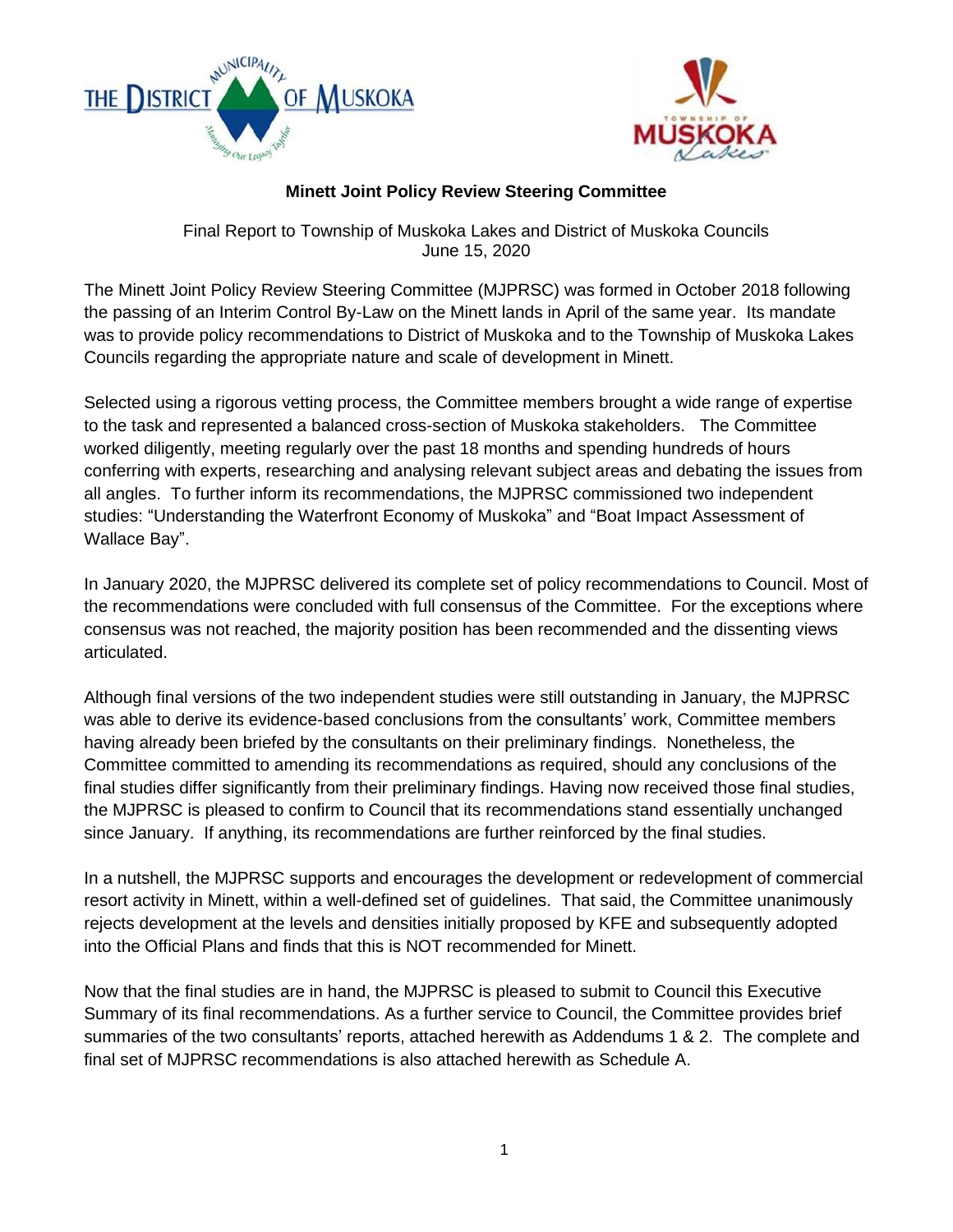**Minett Joint Policy Review Steering Committee**

Final Report to Township of Muskoka Lakes and District of Muskoka Councils
June 15, 2020

The Minett Joint Policy Review Steering Committee (MJPRSC) was formed in October 2018 following the passing of an Interim Control By-Law on the Minett lands in April of the same year. Its mandate was to provide policy recommendations to District of Muskoka and to the Township of Muskoka Lakes Councils regarding the appropriate nature and scale of development in Minett.

Selected using a rigorous vetting process, the Committee members brought a wide range of expertise to the task and represented a balanced cross-section of Muskoka stakeholders. The Committee worked diligently, meeting regularly over the past 18 months and spending hundreds of hours conferring with experts, researching and analysing relevant subject areas and debating the issues from all angles. To further inform its recommendations, the MJPRSC commissioned two independent studies: "Understanding the Waterfront Economy of Muskoka" and "Boat Impact Assessment of Wallace Bay".

In January 2020, the MJPRSC delivered its complete set of policy recommendations to Council. Most of the recommendations were concluded with full consensus of the Committee. For the exceptions where consensus was not reached, the majority position has been recommended and the dissenting views articulated.

Although final versions of the two independent studies were still outstanding in January, the MJPRSC was able to derive its evidence-based conclusions from the consultants' work, Committee members having already been briefed by the consultants on their preliminary findings. Nonetheless, the Committee committed to amending its recommendations as required, should any conclusions of the final studies differ significantly from their preliminary findings. Having now received those final studies, the MJPRSC is pleased to confirm to Council that its recommendations stand essentially unchanged since January. If anything, its recommendations are further reinforced by the final studies.

In a nutshell, the MJPRSC supports and encourages the development or redevelopment of commercial resort activity in Minett, within a well-defined set of guidelines. That said, the Committee unanimously rejects development at the levels and densities initially proposed by KFE and subsequently adopted into the Official Plans and finds that this is NOT recommended for Minett.

Now that the final studies are in hand, the MJPRSC is pleased to submit to Council this Executive Summary of its final recommendations. As a further service to Council, the Committee provides brief summaries of the two consultants' reports, attached herewith as Addendums 1 & 2. The complete and final set of MJPRSC recommendations is also attached herewith as Schedule A.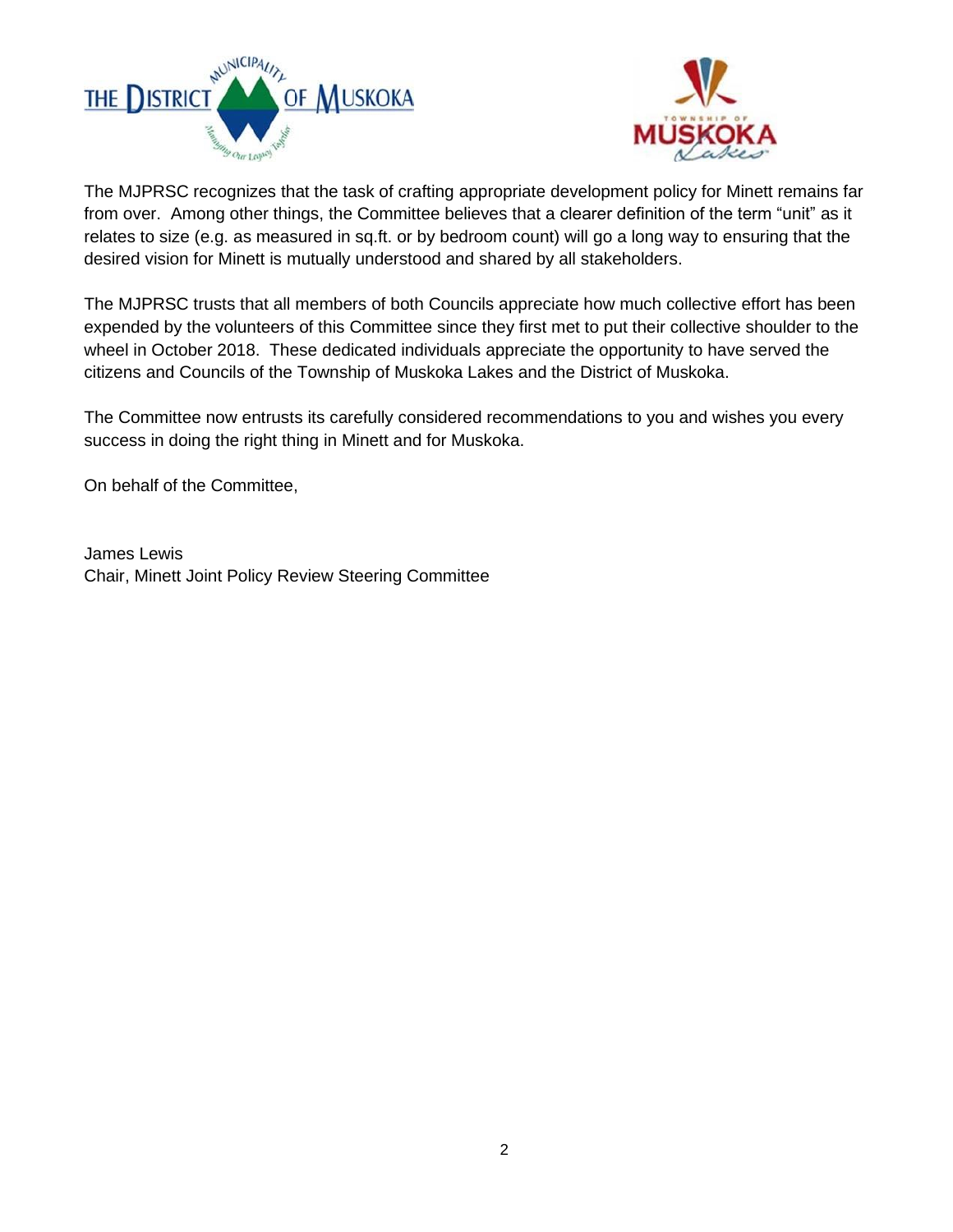The MJPRSC recognizes that the task of crafting appropriate development policy for Minett remains far from over. Among other things, the Committee believes that a clearer definition of the term "unit" as it relates to size (e.g. as measured in sq.ft. or by bedroom count) will go a long way to ensuring that the desired vision for Minett is mutually understood and shared by all stakeholders.

The MJPRSC trusts that all members of both Councils appreciate how much collective effort has been expended by the volunteers of this Committee since they first met to put their collective shoulder to the wheel in October 2018. These dedicated individuals appreciate the opportunity to have served the citizens and Councils of the Township of Muskoka Lakes and the District of Muskoka.

The Committee now entrusts its carefully considered recommendations to you and wishes you every success in doing the right thing in Minett and for Muskoka.

On behalf of the Committee,

James Lewis
Chair, Minett Joint Policy Review Steering Committee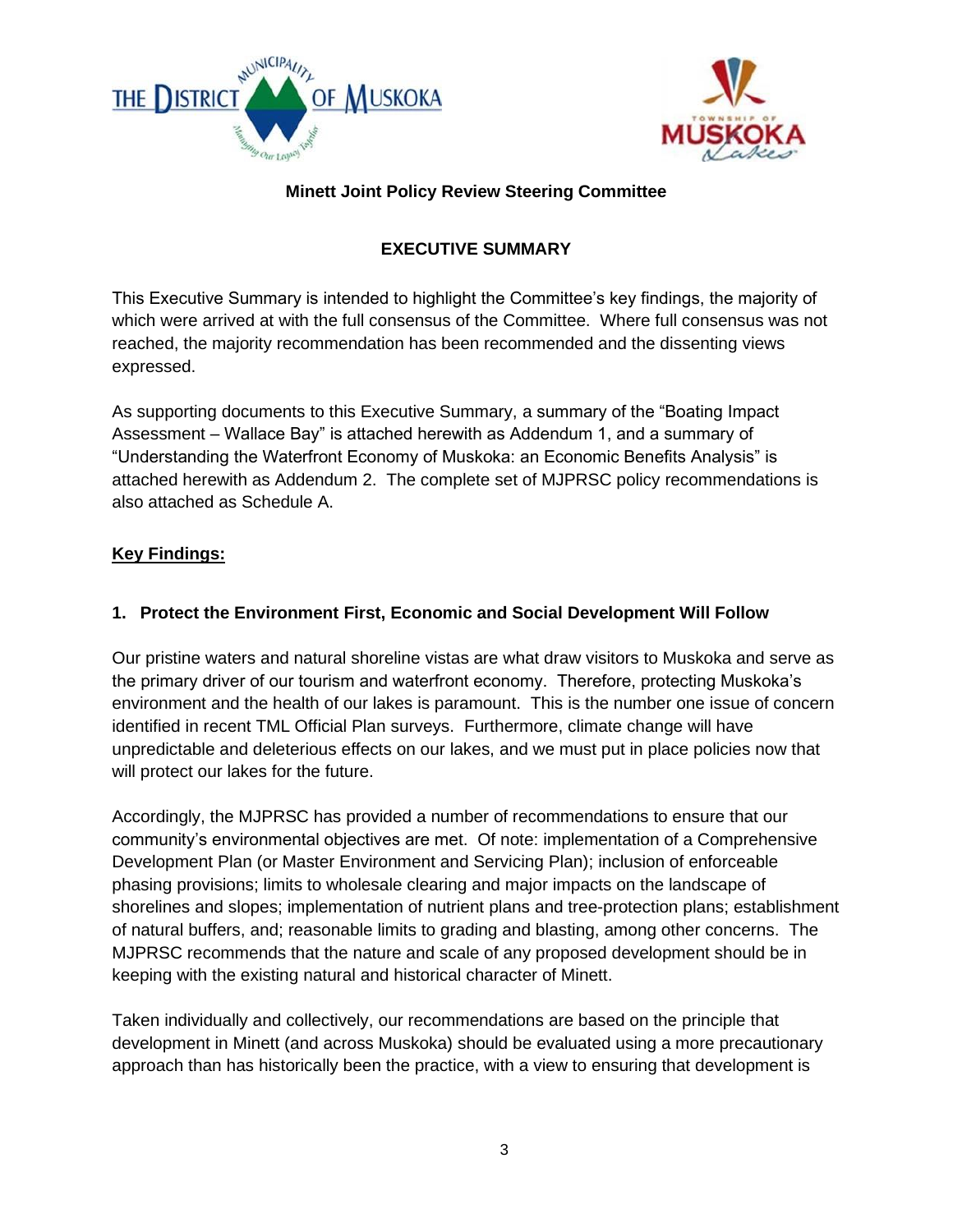**Minett Joint Policy Review Steering Committee**

## EXECUTIVE SUMMARY

This Executive Summary is intended to highlight the Committee's key findings, the majority of which were arrived at with the full consensus of the Committee. Where full consensus was not reached, the majority recommendation has been recommended and the dissenting views expressed.

As supporting documents to this Executive Summary, a summary of the "Boating Impact Assessment – Wallace Bay" is attached herewith as Addendum 1, and a summary of "Understanding the Waterfront Economy of Muskoka: an Economic Benefits Analysis" is attached herewith as Addendum 2. The complete set of MJPRSC policy recommendations is also attached as Schedule A.

**Key Findings:**

### 1. Protect the Environment First, Economic and Social Development Will Follow

Our pristine waters and natural shoreline vistas are what draw visitors to Muskoka and serve as the primary driver of our tourism and waterfront economy. Therefore, protecting Muskoka's environment and the health of our lakes is paramount. This is the number one issue of concern identified in recent TML Official Plan surveys. Furthermore, climate change will have unpredictable and deleterious effects on our lakes, and we must put in place policies now that will protect our lakes for the future.

Accordingly, the MJPRSC has provided a number of recommendations to ensure that our community's environmental objectives are met. Of note: implementation of a Comprehensive Development Plan (or Master Environment and Servicing Plan); inclusion of enforceable phasing provisions; limits to wholesale clearing and major impacts on the landscape of shorelines and slopes; implementation of nutrient plans and tree-protection plans; establishment of natural buffers, and; reasonable limits to grading and blasting, among other concerns. The MJPRSC recommends that the nature and scale of any proposed development should be in keeping with the existing natural and historical character of Minett.

Taken individually and collectively, our recommendations are based on the principle that development in Minett (and across Muskoka) should be evaluated using a more precautionary approach than has historically been the practice, with a view to ensuring that development is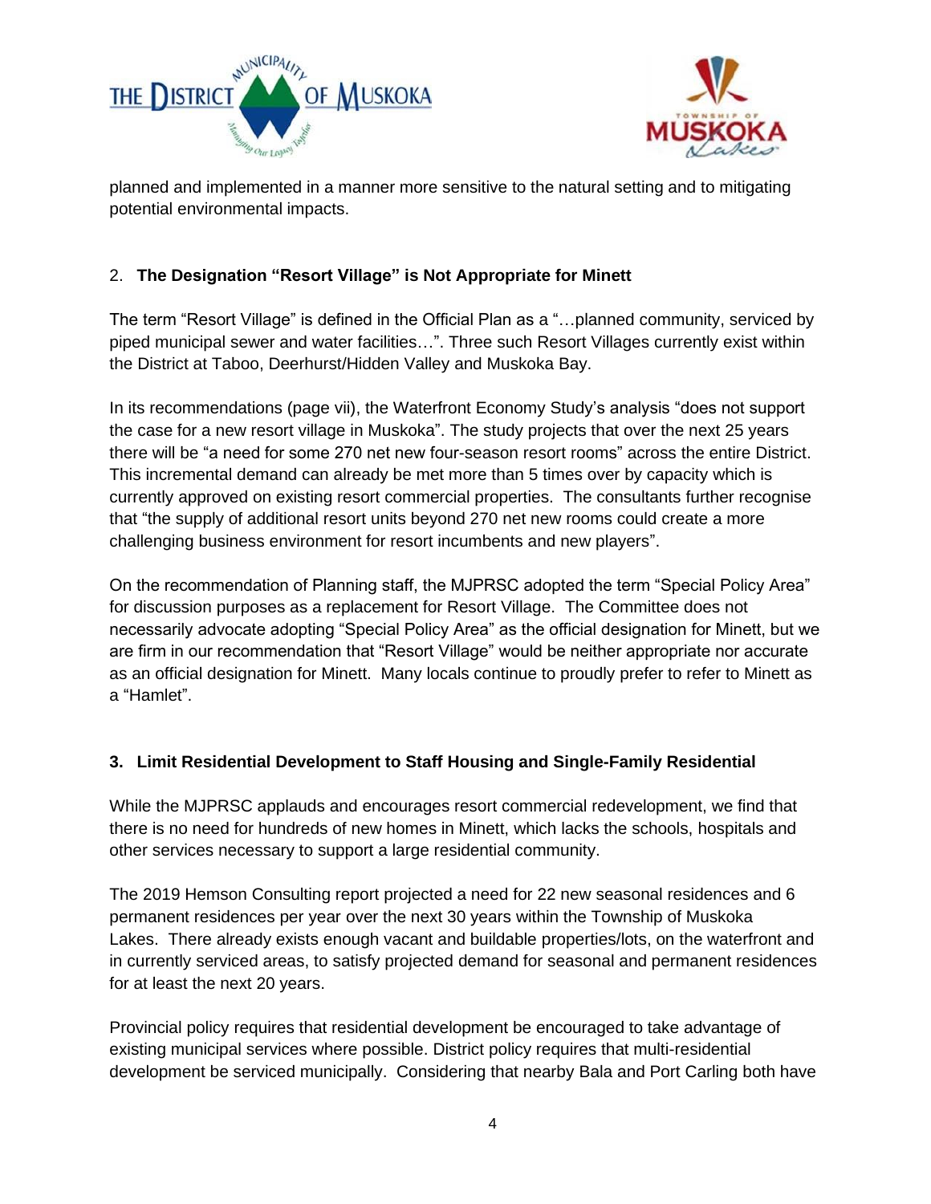planned and implemented in a manner more sensitive to the natural setting and to mitigating potential environmental impacts.

## 2. **The Designation "Resort Village" is Not Appropriate for Minett**

The term "Resort Village" is defined in the Official Plan as a "…planned community, serviced by piped municipal sewer and water facilities…". Three such Resort Villages currently exist within the District at Taboo, Deerhurst/Hidden Valley and Muskoka Bay.

In its recommendations (page vii), the Waterfront Economy Study's analysis "does not support the case for a new resort village in Muskoka". The study projects that over the next 25 years there will be "a need for some 270 net new four-season resort rooms" across the entire District. This incremental demand can already be met more than 5 times over by capacity which is currently approved on existing resort commercial properties. The consultants further recognise that "the supply of additional resort units beyond 270 net new rooms could create a more challenging business environment for resort incumbents and new players".

On the recommendation of Planning staff, the MJPRSC adopted the term "Special Policy Area" for discussion purposes as a replacement for Resort Village. The Committee does not necessarily advocate adopting "Special Policy Area" as the official designation for Minett, but we are firm in our recommendation that "Resort Village" would be neither appropriate nor accurate as an official designation for Minett. Many locals continue to proudly prefer to refer to Minett as a "Hamlet".

## **3. Limit Residential Development to Staff Housing and Single-Family Residential**

While the MJPRSC applauds and encourages resort commercial redevelopment, we find that there is no need for hundreds of new homes in Minett, which lacks the schools, hospitals and other services necessary to support a large residential community.

The 2019 Hemson Consulting report projected a need for 22 new seasonal residences and 6 permanent residences per year over the next 30 years within the Township of Muskoka Lakes. There already exists enough vacant and buildable properties/lots, on the waterfront and in currently serviced areas, to satisfy projected demand for seasonal and permanent residences for at least the next 20 years.

Provincial policy requires that residential development be encouraged to take advantage of existing municipal services where possible. District policy requires that multi-residential development be serviced municipally. Considering that nearby Bala and Port Carling both have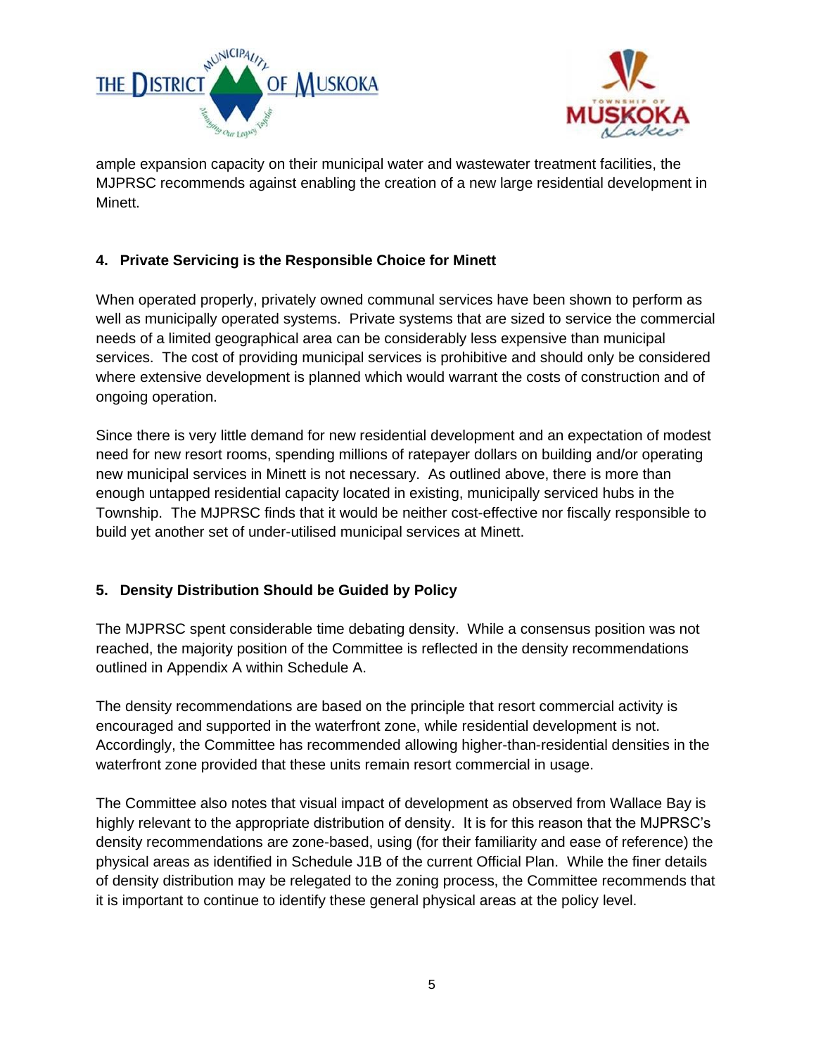ample expansion capacity on their municipal water and wastewater treatment facilities, the MJPRSC recommends against enabling the creation of a new large residential development in Minett.

### 4. Private Servicing is the Responsible Choice for Minett

When operated properly, privately owned communal services have been shown to perform as well as municipally operated systems. Private systems that are sized to service the commercial needs of a limited geographical area can be considerably less expensive than municipal services. The cost of providing municipal services is prohibitive and should only be considered where extensive development is planned which would warrant the costs of construction and of ongoing operation.

Since there is very little demand for new residential development and an expectation of modest need for new resort rooms, spending millions of ratepayer dollars on building and/or operating new municipal services in Minett is not necessary. As outlined above, there is more than enough untapped residential capacity located in existing, municipally serviced hubs in the Township. The MJPRSC finds that it would be neither cost-effective nor fiscally responsible to build yet another set of under-utilised municipal services at Minett.

### 5. Density Distribution Should be Guided by Policy

The MJPRSC spent considerable time debating density. While a consensus position was not reached, the majority position of the Committee is reflected in the density recommendations outlined in Appendix A within Schedule A.

The density recommendations are based on the principle that resort commercial activity is encouraged and supported in the waterfront zone, while residential development is not. Accordingly, the Committee has recommended allowing higher-than-residential densities in the waterfront zone provided that these units remain resort commercial in usage.

The Committee also notes that visual impact of development as observed from Wallace Bay is highly relevant to the appropriate distribution of density. It is for this reason that the MJPRSC's density recommendations are zone-based, using (for their familiarity and ease of reference) the physical areas as identified in Schedule J1B of the current Official Plan. While the finer details of density distribution may be relegated to the zoning process, the Committee recommends that it is important to continue to identify these general physical areas at the policy level.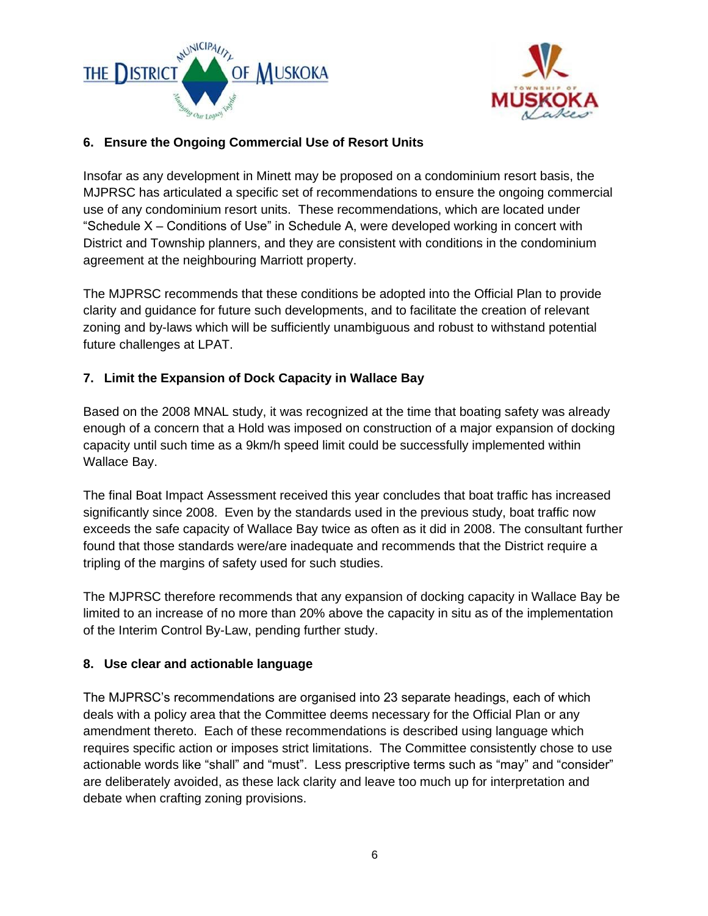### 6. Ensure the Ongoing Commercial Use of Resort Units

Insofar as any development in Minett may be proposed on a condominium resort basis, the MJPRSC has articulated a specific set of recommendations to ensure the ongoing commercial use of any condominium resort units. These recommendations, which are located under "Schedule X – Conditions of Use" in Schedule A, were developed working in concert with District and Township planners, and they are consistent with conditions in the condominium agreement at the neighbouring Marriott property.

The MJPRSC recommends that these conditions be adopted into the Official Plan to provide clarity and guidance for future such developments, and to facilitate the creation of relevant zoning and by-laws which will be sufficiently unambiguous and robust to withstand potential future challenges at LPAT.

### 7. Limit the Expansion of Dock Capacity in Wallace Bay

Based on the 2008 MNAL study, it was recognized at the time that boating safety was already enough of a concern that a Hold was imposed on construction of a major expansion of docking capacity until such time as a 9km/h speed limit could be successfully implemented within Wallace Bay.

The final Boat Impact Assessment received this year concludes that boat traffic has increased significantly since 2008. Even by the standards used in the previous study, boat traffic now exceeds the safe capacity of Wallace Bay twice as often as it did in 2008. The consultant further found that those standards were/are inadequate and recommends that the District require a tripling of the margins of safety used for such studies.

The MJPRSC therefore recommends that any expansion of docking capacity in Wallace Bay be limited to an increase of no more than 20% above the capacity in situ as of the implementation of the Interim Control By-Law, pending further study.

### 8. Use clear and actionable language

The MJPRSC's recommendations are organised into 23 separate headings, each of which deals with a policy area that the Committee deems necessary for the Official Plan or any amendment thereto. Each of these recommendations is described using language which requires specific action or imposes strict limitations. The Committee consistently chose to use actionable words like "shall" and "must". Less prescriptive terms such as "may" and "consider" are deliberately avoided, as these lack clarity and leave too much up for interpretation and debate when crafting zoning provisions.